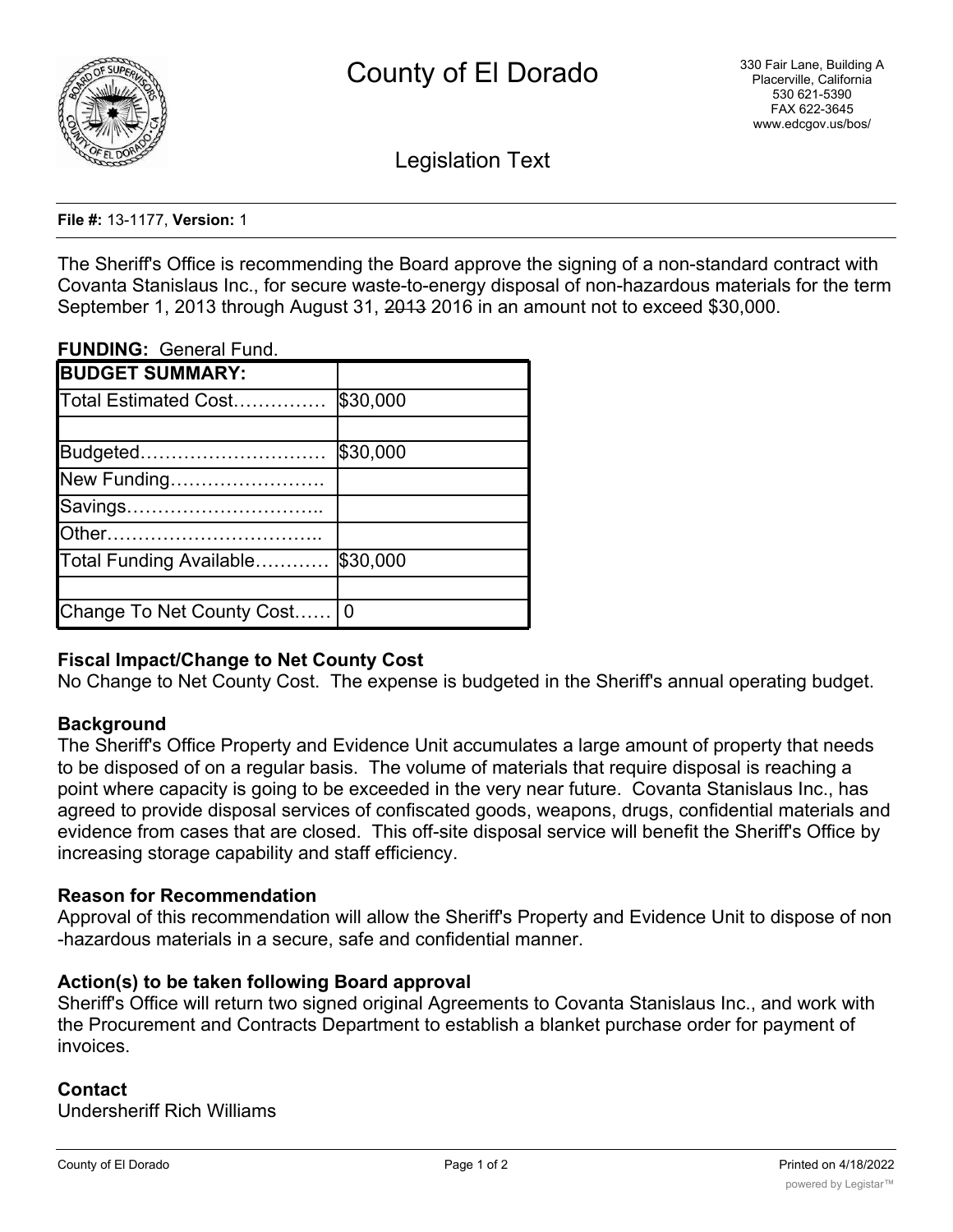# County of El Dorado

330 Fair Lane, Building A
Placerville, California
530 621-5390
FAX 622-3645
www.edcgov.us/bos/

## Legislation Text

**File #:** 13-1177, **Version:** 1

The Sheriff's Office is recommending the Board approve the signing of a non-standard contract with Covanta Stanislaus Inc., for secure waste-to-energy disposal of non-hazardous materials for the term September 1, 2013 through August 31, ~~2013~~ 2016 in an amount not to exceed $30,000.

**FUNDING:** General Fund.

| **BUDGET SUMMARY:** | |
|---|---|
| Total Estimated Cost…………… | $30,000 |
| | |
| Budgeted………………………… | $30,000 |
| New Funding……………………. | |
| Savings………………………….. | |
| Other…………………………….. | |
| Total Funding Available………… | $30,000 |
| | |
| Change To Net County Cost…… | 0 |

**Fiscal Impact/Change to Net County Cost**

No Change to Net County Cost. The expense is budgeted in the Sheriff's annual operating budget.

**Background**

The Sheriff's Office Property and Evidence Unit accumulates a large amount of property that needs to be disposed of on a regular basis. The volume of materials that require disposal is reaching a point where capacity is going to be exceeded in the very near future. Covanta Stanislaus Inc., has agreed to provide disposal services of confiscated goods, weapons, drugs, confidential materials and evidence from cases that are closed. This off-site disposal service will benefit the Sheriff's Office by increasing storage capability and staff efficiency.

**Reason for Recommendation**

Approval of this recommendation will allow the Sheriff's Property and Evidence Unit to dispose of non -hazardous materials in a secure, safe and confidential manner.

**Action(s) to be taken following Board approval**

Sheriff's Office will return two signed original Agreements to Covanta Stanislaus Inc., and work with the Procurement and Contracts Department to establish a blanket purchase order for payment of invoices.

**Contact**

Undersheriff Rich Williams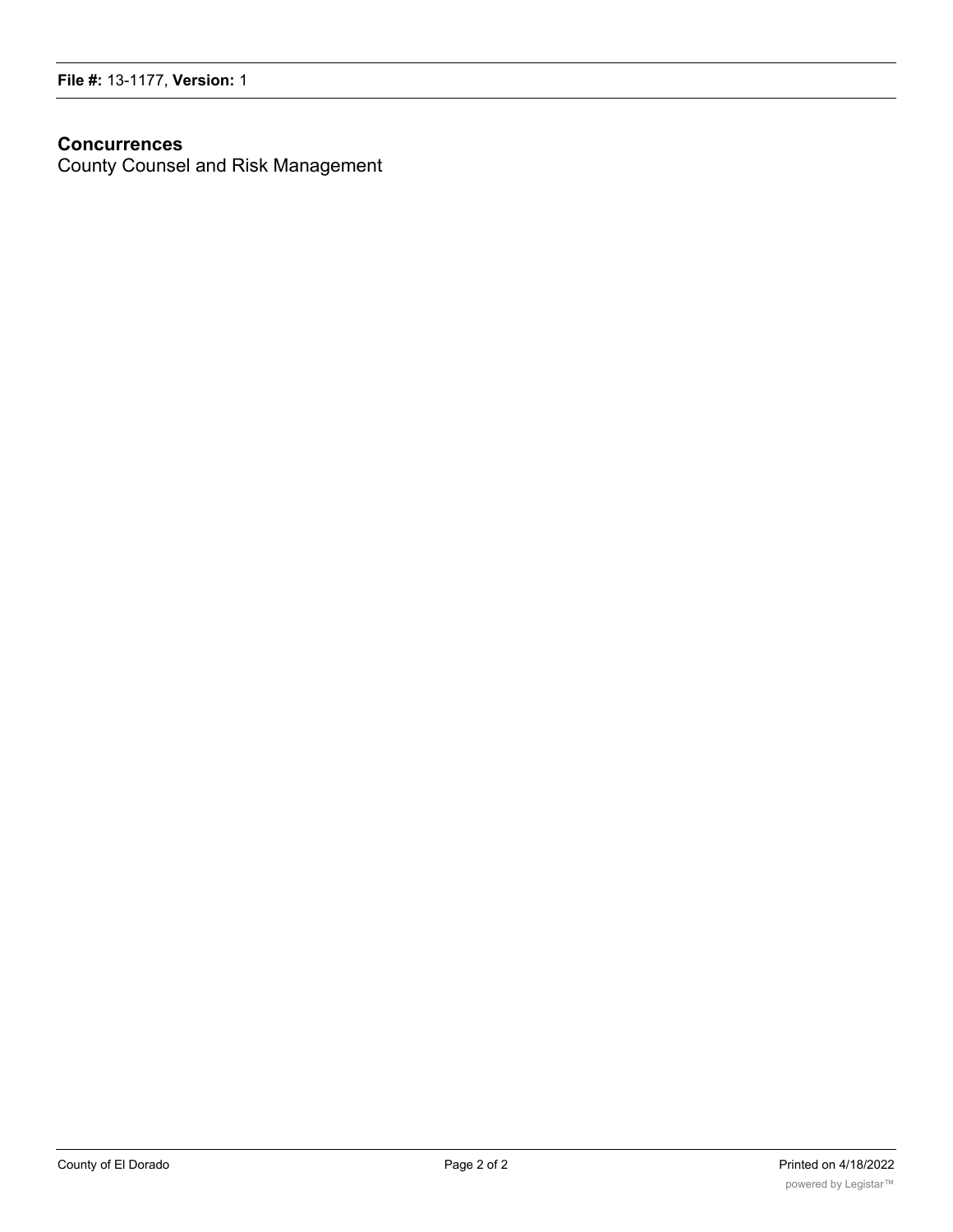**Concurrences**

County Counsel and Risk Management